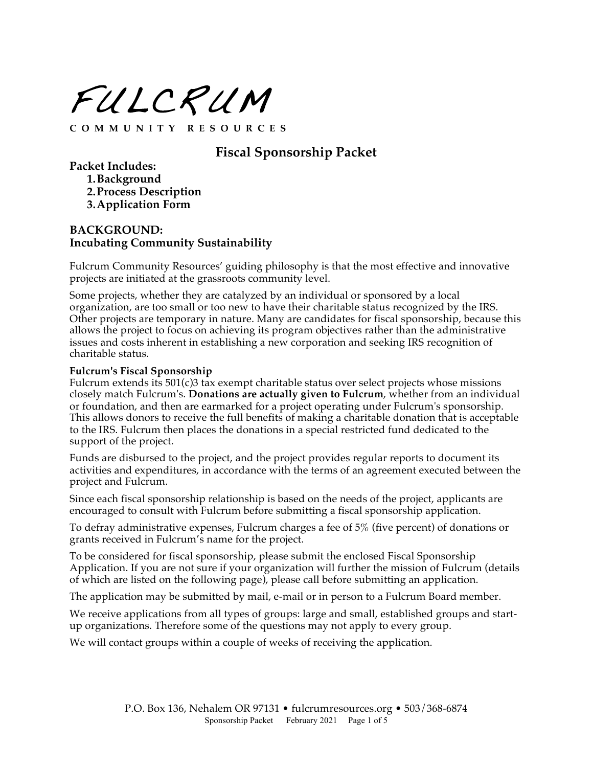# FULCRUM

**COMMUNITY RESOURCES**

## Fiscal Sponsorship Packet

**Packet Includes:**

1. **Background**
2. **Process Description**
3. **Application Form**

### BACKGROUND:
### Incubating Community Sustainability

Fulcrum Community Resources' guiding philosophy is that the most effective and innovative projects are initiated at the grassroots community level.

Some projects, whether they are catalyzed by an individual or sponsored by a local organization, are too small or too new to have their charitable status recognized by the IRS. Other projects are temporary in nature. Many are candidates for fiscal sponsorship, because this allows the project to focus on achieving its program objectives rather than the administrative issues and costs inherent in establishing a new corporation and seeking IRS recognition of charitable status.

**Fulcrum's Fiscal Sponsorship**

Fulcrum extends its 501(c)3 tax exempt charitable status over select projects whose missions closely match Fulcrum's. **Donations are actually given to Fulcrum**, whether from an individual or foundation, and then are earmarked for a project operating under Fulcrum's sponsorship. This allows donors to receive the full benefits of making a charitable donation that is acceptable to the IRS. Fulcrum then places the donations in a special restricted fund dedicated to the support of the project.

Funds are disbursed to the project, and the project provides regular reports to document its activities and expenditures, in accordance with the terms of an agreement executed between the project and Fulcrum.

Since each fiscal sponsorship relationship is based on the needs of the project, applicants are encouraged to consult with Fulcrum before submitting a fiscal sponsorship application.

To defray administrative expenses, Fulcrum charges a fee of 5% (five percent) of donations or grants received in Fulcrum's name for the project.

To be considered for fiscal sponsorship, please submit the enclosed Fiscal Sponsorship Application. If you are not sure if your organization will further the mission of Fulcrum (details of which are listed on the following page), please call before submitting an application.

The application may be submitted by mail, e-mail or in person to a Fulcrum Board member.

We receive applications from all types of groups: large and small, established groups and start-up organizations. Therefore some of the questions may not apply to every group.

We will contact groups within a couple of weeks of receiving the application.

P.O. Box 136, Nehalem OR 97131 • fulcrumresources.org • 503/368-6874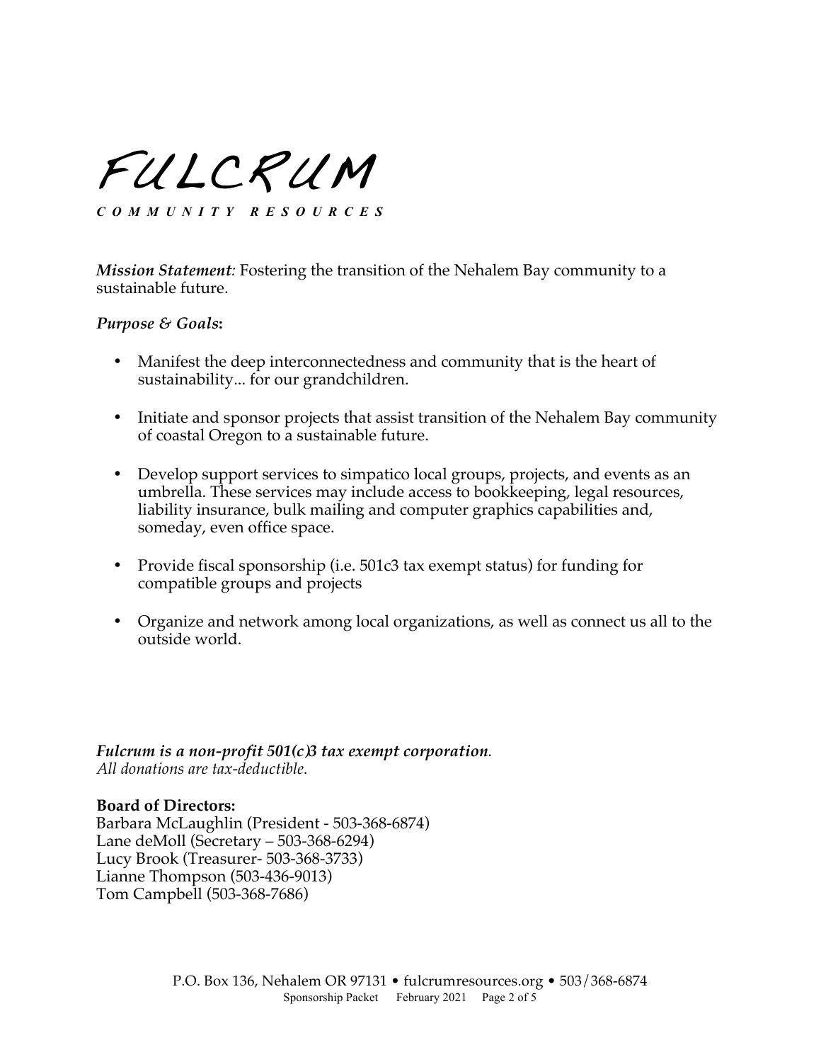# FULCRUM

***COMMUNITY RESOURCES***

***Mission Statement:*** Fostering the transition of the Nehalem Bay community to a sustainable future.

***Purpose & Goals*:**

- Manifest the deep interconnectedness and community that is the heart of sustainability... for our grandchildren.
- Initiate and sponsor projects that assist transition of the Nehalem Bay community of coastal Oregon to a sustainable future.
- Develop support services to simpatico local groups, projects, and events as an umbrella. These services may include access to bookkeeping, legal resources, liability insurance, bulk mailing and computer graphics capabilities and, someday, even office space.
- Provide fiscal sponsorship (i.e. 501c3 tax exempt status) for funding for compatible groups and projects
- Organize and network among local organizations, as well as connect us all to the outside world.

***Fulcrum is a non-profit 501(c)3 tax exempt corporation.***
*All donations are tax-deductible.*

**Board of Directors:**
Barbara McLaughlin (President - 503-368-6874)
Lane deMoll (Secretary – 503-368-6294)
Lucy Brook (Treasurer- 503-368-3733)
Lianne Thompson (503-436-9013)
Tom Campbell (503-368-7686)

P.O. Box 136, Nehalem OR 97131 • fulcrumresources.org • 503/368-6874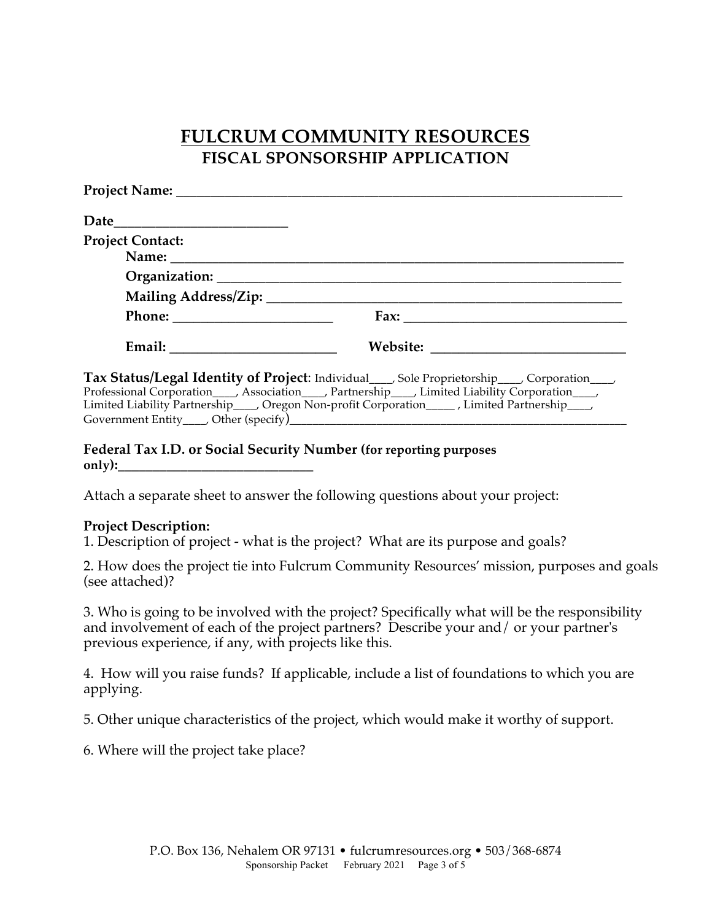# FULCRUM COMMUNITY RESOURCES

## FISCAL SPONSORSHIP APPLICATION

**Project Name:** ___________________________________________________________________

**Date**_________________________

**Project Contact:**

**Name:** ___________________________________________________________________

**Organization:** _____________________________________________________________

**Mailing Address/Zip:** _______________________________________________________

**Phone:** ________________________ **Fax:** _________________________________

**Email:** _________________________ **Website:** ____________________________

**Tax Status/Legal Identity of Project**: Individual____, Sole Proprietorship____, Corporation____, Professional Corporation____, Association____, Partnership____, Limited Liability Corporation____, Limited Liability Partnership____, Oregon Non-profit Corporation_____ , Limited Partnership____, Government Entity____, Other (specify)__________________________________________________________

**Federal Tax I.D. or Social Security Number (for reporting purposes only):**______________________________

Attach a separate sheet to answer the following questions about your project:

**Project Description:**

1. Description of project - what is the project? What are its purpose and goals?

2. How does the project tie into Fulcrum Community Resources' mission, purposes and goals (see attached)?

3. Who is going to be involved with the project? Specifically what will be the responsibility and involvement of each of the project partners? Describe your and/ or your partner's previous experience, if any, with projects like this.

4. How will you raise funds? If applicable, include a list of foundations to which you are applying.

5. Other unique characteristics of the project, which would make it worthy of support.

6. Where will the project take place?

P.O. Box 136, Nehalem OR 97131 • fulcrumresources.org • 503/368-6874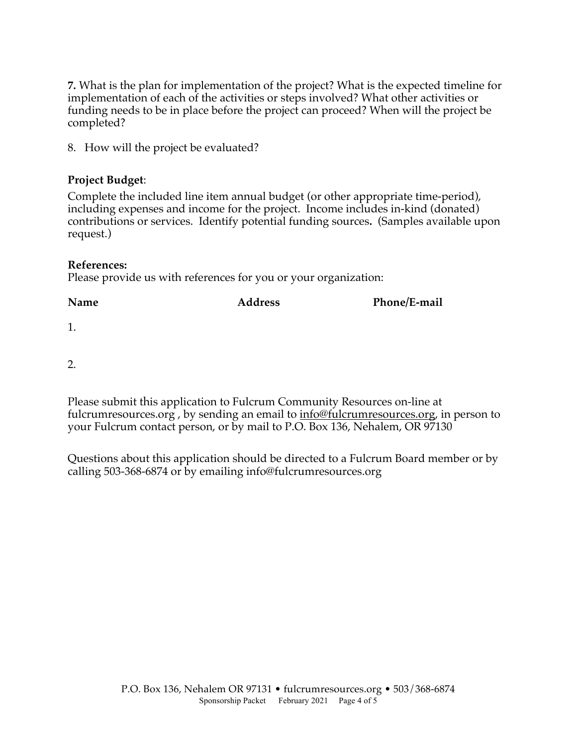**7.** What is the plan for implementation of the project? What is the expected timeline for implementation of each of the activities or steps involved? What other activities or funding needs to be in place before the project can proceed? When will the project be completed?

8. How will the project be evaluated?

**Project Budget**:

Complete the included line item annual budget (or other appropriate time-period), including expenses and income for the project. Income includes in-kind (donated) contributions or services. Identify potential funding sources**.** (Samples available upon request.)

**References:**

Please provide us with references for you or your organization:

| **Name** | **Address** | **Phone/E-mail** |
|---|---|---|
| 1. | | |
| 2. | | |

Please submit this application to Fulcrum Community Resources on-line at fulcrumresources.org , by sending an email to info@fulcrumresources.org, in person to your Fulcrum contact person, or by mail to P.O. Box 136, Nehalem, OR 97130

Questions about this application should be directed to a Fulcrum Board member or by calling 503-368-6874 or by emailing info@fulcrumresources.org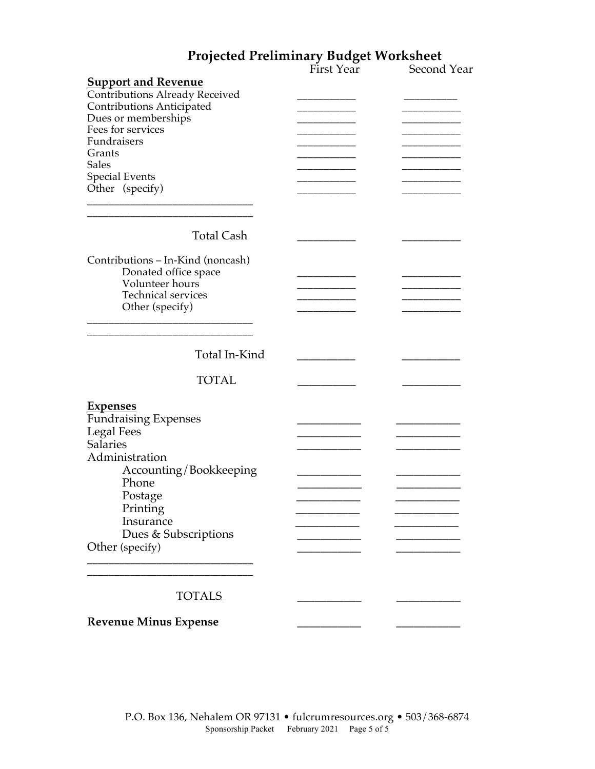# Projected Preliminary Budget Worksheet

| | First Year | Second Year |
|---|---|---|
| **Support and Revenue** | | |
| Contributions Already Received | __________ | _________ |
| Contributions Anticipated | __________ | __________ |
| Dues or memberships | __________ | __________ |
| Fees for services | __________ | __________ |
| Fundraisers | __________ | __________ |
| Grants | __________ | __________ |
| Sales | __________ | __________ |
| Special Events | __________ | __________ |
| Other (specify) | __________ | __________ |
| ____________________________ | | |
| ____________________________ | | |
| Total Cash | __________ | __________ |
| Contributions – In-Kind (noncash) | | |
| Donated office space | __________ | __________ |
| Volunteer hours | __________ | __________ |
| Technical services | __________ | __________ |
| Other (specify) | __________ | __________ |
| ____________________________ | | |
| ____________________________ | | |
| Total In-Kind | __________ | __________ |
| TOTAL | __________ | __________ |
| **Expenses** | | |
| Fundraising Expenses | __________ | __________ |
| Legal Fees | __________ | __________ |
| Salaries | __________ | __________ |
| Administration | | |
| Accounting/Bookkeeping | __________ | __________ |
| Phone | __________ | __________ |
| Postage | __________ | __________ |
| Printing | __________ | __________ |
| Insurance | __________ | __________ |
| Dues & Subscriptions | __________ | __________ |
| Other (specify) | __________ | __________ |
| ____________________________ | | |
| ____________________________ | | |
| TOTALS | __________ | __________ |
| **Revenue Minus Expense** | __________ | __________ |

P.O. Box 136, Nehalem OR 97131 • fulcrumresources.org • 503/368-6874